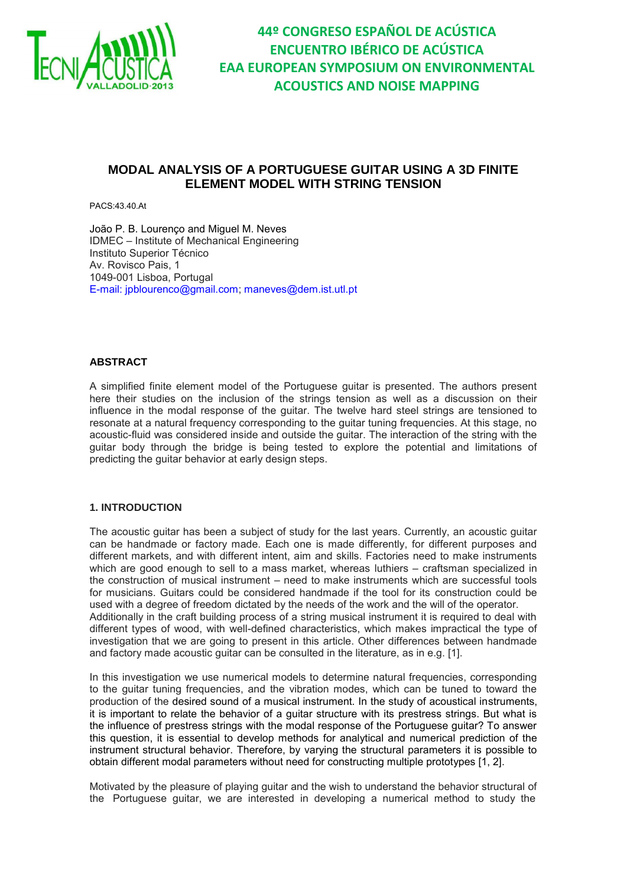# MODAL ANALYSIS OF A PORTUGUESE GUITAR USING A 3D FINITE ELEMENT MODEL WITH STRING TENSION

PACS:43.40.At

João P. B. Lourenço and Miguel M. Neves
IDMEC – Institute of Mechanical Engineering
Instituto Superior Técnico
Av. Rovisco Pais, 1
1049-001 Lisboa, Portugal
E-mail: jpblourenco@gmail.com; maneves@dem.ist.utl.pt

## ABSTRACT

A simplified finite element model of the Portuguese guitar is presented. The authors present here their studies on the inclusion of the strings tension as well as a discussion on their influence in the modal response of the guitar. The twelve hard steel strings are tensioned to resonate at a natural frequency corresponding to the guitar tuning frequencies. At this stage, no acoustic-fluid was considered inside and outside the guitar. The interaction of the string with the guitar body through the bridge is being tested to explore the potential and limitations of predicting the guitar behavior at early design steps.

## 1. INTRODUCTION

The acoustic guitar has been a subject of study for the last years. Currently, an acoustic guitar can be handmade or factory made. Each one is made differently, for different purposes and different markets, and with different intent, aim and skills. Factories need to make instruments which are good enough to sell to a mass market, whereas luthiers – craftsman specialized in the construction of musical instrument – need to make instruments which are successful tools for musicians. Guitars could be considered handmade if the tool for its construction could be used with a degree of freedom dictated by the needs of the work and the will of the operator. Additionally in the craft building process of a string musical instrument it is required to deal with different types of wood, with well-defined characteristics, which makes impractical the type of investigation that we are going to present in this article. Other differences between handmade and factory made acoustic guitar can be consulted in the literature, as in e.g. [1].

In this investigation we use numerical models to determine natural frequencies, corresponding to the guitar tuning frequencies, and the vibration modes, which can be tuned to toward the production of the desired sound of a musical instrument. In the study of acoustical instruments, it is important to relate the behavior of a guitar structure with its prestress strings. But what is the influence of prestress strings with the modal response of the Portuguese guitar? To answer this question, it is essential to develop methods for analytical and numerical prediction of the instrument structural behavior. Therefore, by varying the structural parameters it is possible to obtain different modal parameters without need for constructing multiple prototypes [1, 2].

Motivated by the pleasure of playing guitar and the wish to understand the behavior structural of the Portuguese guitar, we are interested in developing a numerical method to study the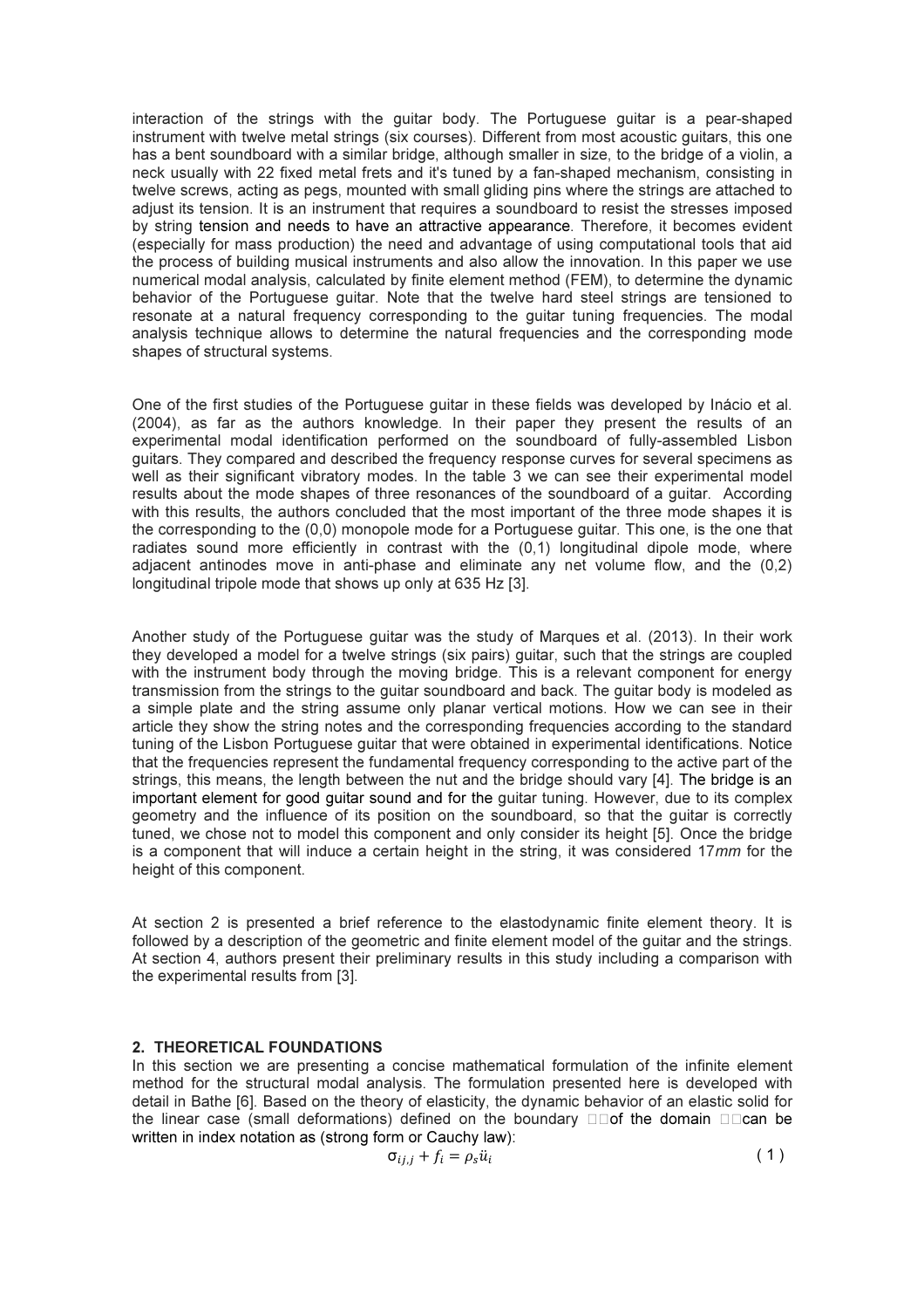interaction of the strings with the guitar body. The Portuguese guitar is a pear-shaped instrument with twelve metal strings (six courses). Different from most acoustic guitars, this one has a bent soundboard with a similar bridge, although smaller in size, to the bridge of a violin, a neck usually with 22 fixed metal frets and it's tuned by a fan-shaped mechanism, consisting in twelve screws, acting as pegs, mounted with small gliding pins where the strings are attached to adjust its tension. It is an instrument that requires a soundboard to resist the stresses imposed by string tension and needs to have an attractive appearance. Therefore, it becomes evident (especially for mass production) the need and advantage of using computational tools that aid the process of building musical instruments and also allow the innovation. In this paper we use numerical modal analysis, calculated by finite element method (FEM), to determine the dynamic behavior of the Portuguese guitar. Note that the twelve hard steel strings are tensioned to resonate at a natural frequency corresponding to the guitar tuning frequencies. The modal analysis technique allows to determine the natural frequencies and the corresponding mode shapes of structural systems.

One of the first studies of the Portuguese guitar in these fields was developed by Inácio et al. (2004), as far as the authors knowledge. In their paper they present the results of an experimental modal identification performed on the soundboard of fully-assembled Lisbon guitars. They compared and described the frequency response curves for several specimens as well as their significant vibratory modes. In the table 3 we can see their experimental model results about the mode shapes of three resonances of the soundboard of a guitar. According with this results, the authors concluded that the most important of the three mode shapes it is the corresponding to the (0,0) monopole mode for a Portuguese guitar. This one, is the one that radiates sound more efficiently in contrast with the (0,1) longitudinal dipole mode, where adjacent antinodes move in anti-phase and eliminate any net volume flow, and the (0,2) longitudinal tripole mode that shows up only at 635 Hz [3].

Another study of the Portuguese guitar was the study of Marques et al. (2013). In their work they developed a model for a twelve strings (six pairs) guitar, such that the strings are coupled with the instrument body through the moving bridge. This is a relevant component for energy transmission from the strings to the guitar soundboard and back. The guitar body is modeled as a simple plate and the string assume only planar vertical motions. How we can see in their article they show the string notes and the corresponding frequencies according to the standard tuning of the Lisbon Portuguese guitar that were obtained in experimental identifications. Notice that the frequencies represent the fundamental frequency corresponding to the active part of the strings, this means, the length between the nut and the bridge should vary [4]. The bridge is an important element for good guitar sound and for the guitar tuning. However, due to its complex geometry and the influence of its position on the soundboard, so that the guitar is correctly tuned, we chose not to model this component and only consider its height [5]. Once the bridge is a component that will induce a certain height in the string, it was considered 17$mm$ for the height of this component.

At section 2 is presented a brief reference to the elastodynamic finite element theory. It is followed by a description of the geometric and finite element model of the guitar and the strings. At section 4, authors present their preliminary results in this study including a comparison with the experimental results from [3].

## 2. THEORETICAL FOUNDATIONS

In this section we are presenting a concise mathematical formulation of the infinite element method for the structural modal analysis. The formulation presented here is developed with detail in Bathe [6]. Based on the theory of elasticity, the dynamic behavior of an elastic solid for the linear case (small deformations) defined on the boundary of the domain can be written in index notation as (strong form or Cauchy law):

$$\sigma_{ij,j} + f_i = \rho_s \ddot{u}_i \tag{1}$$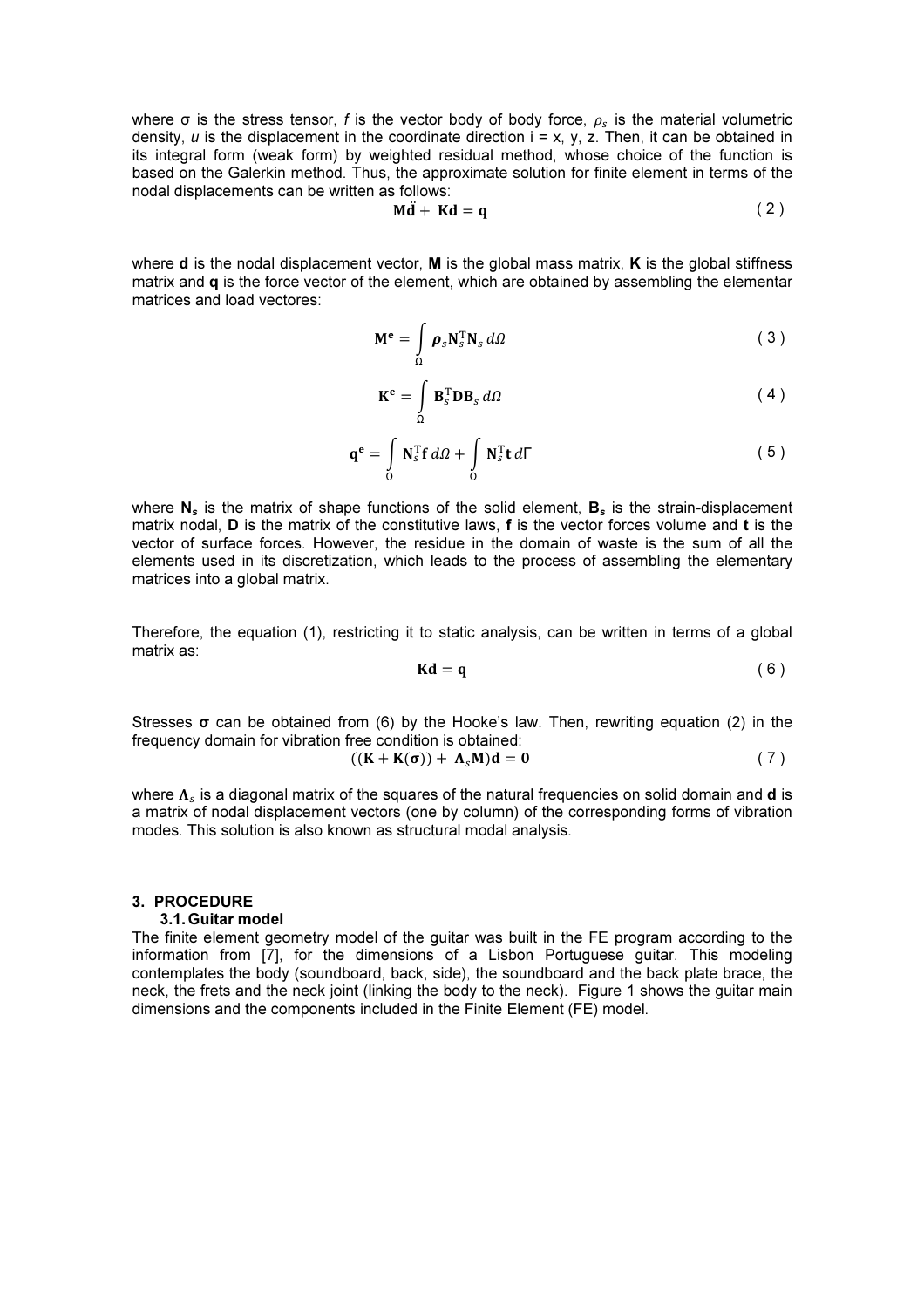where σ is the stress tensor, *f* is the vector body of body force, $\rho_s$ is the material volumetric density, *u* is the displacement in the coordinate direction i = x, y, z. Then, it can be obtained in its integral form (weak form) by weighted residual method, whose choice of the function is based on the Galerkin method. Thus, the approximate solution for finite element in terms of the nodal displacements can be written as follows:

$$\mathbf{M}\ddot{\mathbf{d}} + \mathbf{K}\mathbf{d} = \mathbf{q} \tag{2}$$

where **d** is the nodal displacement vector, **M** is the global mass matrix, **K** is the global stiffness matrix and **q** is the force vector of the element, which are obtained by assembling the elementar matrices and load vectores:

$$\mathbf{M}^{\mathbf{e}} = \int_{\Omega} \boldsymbol{\rho}_s \mathbf{N}_s^{\mathrm{T}} \mathbf{N}_s \, d\Omega \tag{3}$$

$$\mathbf{K}^{\mathbf{e}} = \int_{\Omega} \mathbf{B}_s^{\mathrm{T}} \mathbf{D} \mathbf{B}_s \, d\Omega \tag{4}$$

$$\mathbf{q}^{\mathbf{e}} = \int_{\Omega} \mathbf{N}_s^{\mathrm{T}} \mathbf{f} \, d\Omega + \int_{\Omega} \mathbf{N}_s^{\mathrm{T}} \mathbf{t} \, d\Gamma \tag{5}$$

where $\mathbf{N_s}$ is the matrix of shape functions of the solid element, $\mathbf{B_s}$ is the strain-displacement matrix nodal, **D** is the matrix of the constitutive laws, **f** is the vector forces volume and **t** is the vector of surface forces. However, the residue in the domain of waste is the sum of all the elements used in its discretization, which leads to the process of assembling the elementary matrices into a global matrix.

Therefore, the equation (1), restricting it to static analysis, can be written in terms of a global matrix as:

$$\mathbf{K}\mathbf{d} = \mathbf{q} \tag{6}$$

Stresses **σ** can be obtained from (6) by the Hooke's law. Then, rewriting equation (2) in the frequency domain for vibration free condition is obtained:

$$((\mathbf{K} + \mathbf{K}(\boldsymbol{\sigma})) + \boldsymbol{\Lambda}_s \mathbf{M})\mathbf{d} = \mathbf{0} \tag{7}$$

where $\boldsymbol{\Lambda}_s$ is a diagonal matrix of the squares of the natural frequencies on solid domain and **d** is a matrix of nodal displacement vectors (one by column) of the corresponding forms of vibration modes. This solution is also known as structural modal analysis.

## 3. PROCEDURE

### 3.1. Guitar model

The finite element geometry model of the guitar was built in the FE program according to the information from [7], for the dimensions of a Lisbon Portuguese guitar. This modeling contemplates the body (soundboard, back, side), the soundboard and the back plate brace, the neck, the frets and the neck joint (linking the body to the neck). Figure 1 shows the guitar main dimensions and the components included in the Finite Element (FE) model.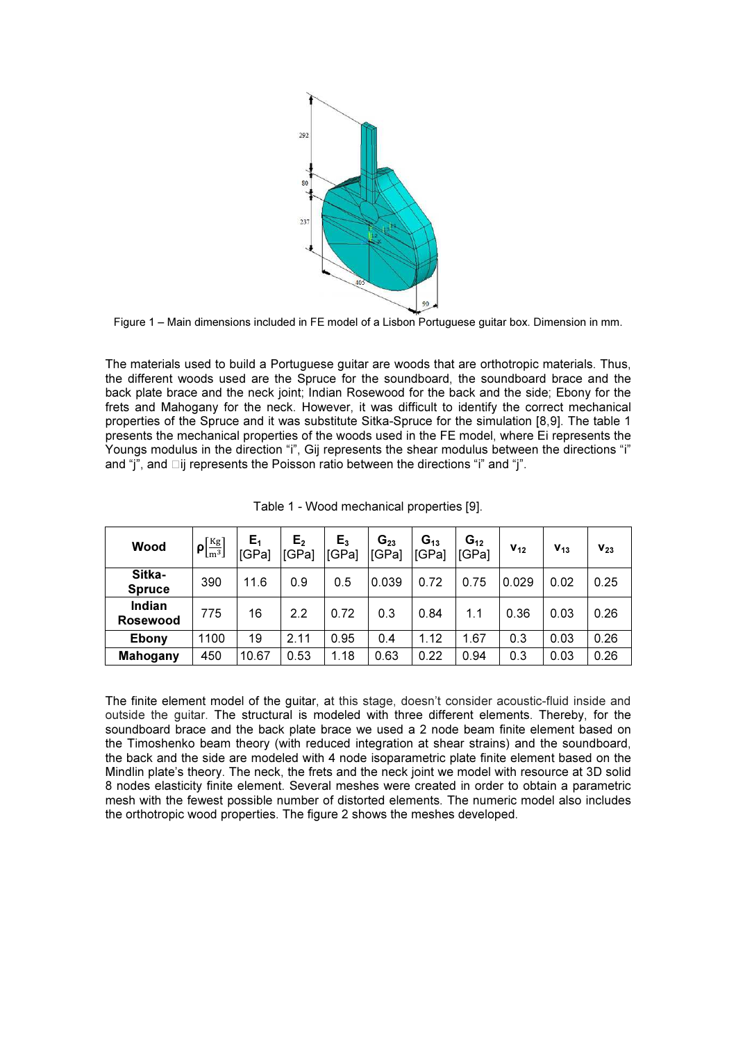Figure 1 – Main dimensions included in FE model of a Lisbon Portuguese guitar box. Dimension in mm.

The materials used to build a Portuguese guitar are woods that are orthotropic materials. Thus, the different woods used are the Spruce for the soundboard, the soundboard brace and the back plate brace and the neck joint; Indian Rosewood for the back and the side; Ebony for the frets and Mahogany for the neck. However, it was difficult to identify the correct mechanical properties of the Spruce and it was substitute Sitka-Spruce for the simulation [8,9]. The table 1 presents the mechanical properties of the woods used in the FE model, where Ei represents the Youngs modulus in the direction "i", Gij represents the shear modulus between the directions "i" and "j", and νij represents the Poisson ratio between the directions "i" and "j".

Table 1 - Wood mechanical properties [9].

| Wood | $\rho\left[\frac{Kg}{m^3}\right]$ | $E_1$ [GPa] | $E_2$ [GPa] | $E_3$ [GPa] | $G_{23}$ [GPa] | $G_{13}$ [GPa] | $G_{12}$ [GPa] | $\nu_{12}$ | $\nu_{13}$ | $\nu_{23}$ |
|---|---|---|---|---|---|---|---|---|---|---|
| **Sitka-Spruce** | 390 | 11.6 | 0.9 | 0.5 | 0.039 | 0.72 | 0.75 | 0.029 | 0.02 | 0.25 |
| **Indian Rosewood** | 775 | 16 | 2.2 | 0.72 | 0.3 | 0.84 | 1.1 | 0.36 | 0.03 | 0.26 |
| **Ebony** | 1100 | 19 | 2.11 | 0.95 | 0.4 | 1.12 | 1.67 | 0.3 | 0.03 | 0.26 |
| **Mahogany** | 450 | 10.67 | 0.53 | 1.18 | 0.63 | 0.22 | 0.94 | 0.3 | 0.03 | 0.26 |

The finite element model of the guitar, at this stage, doesn't consider acoustic-fluid inside and outside the guitar. The structural is modeled with three different elements. Thereby, for the soundboard brace and the back plate brace we used a 2 node beam finite element based on the Timoshenko beam theory (with reduced integration at shear strains) and the soundboard, the back and the side are modeled with 4 node isoparametric plate finite element based on the Mindlin plate's theory. The neck, the frets and the neck joint we model with resource at 3D solid 8 nodes elasticity finite element. Several meshes were created in order to obtain a parametric mesh with the fewest possible number of distorted elements. The numeric model also includes the orthotropic wood properties. The figure 2 shows the meshes developed.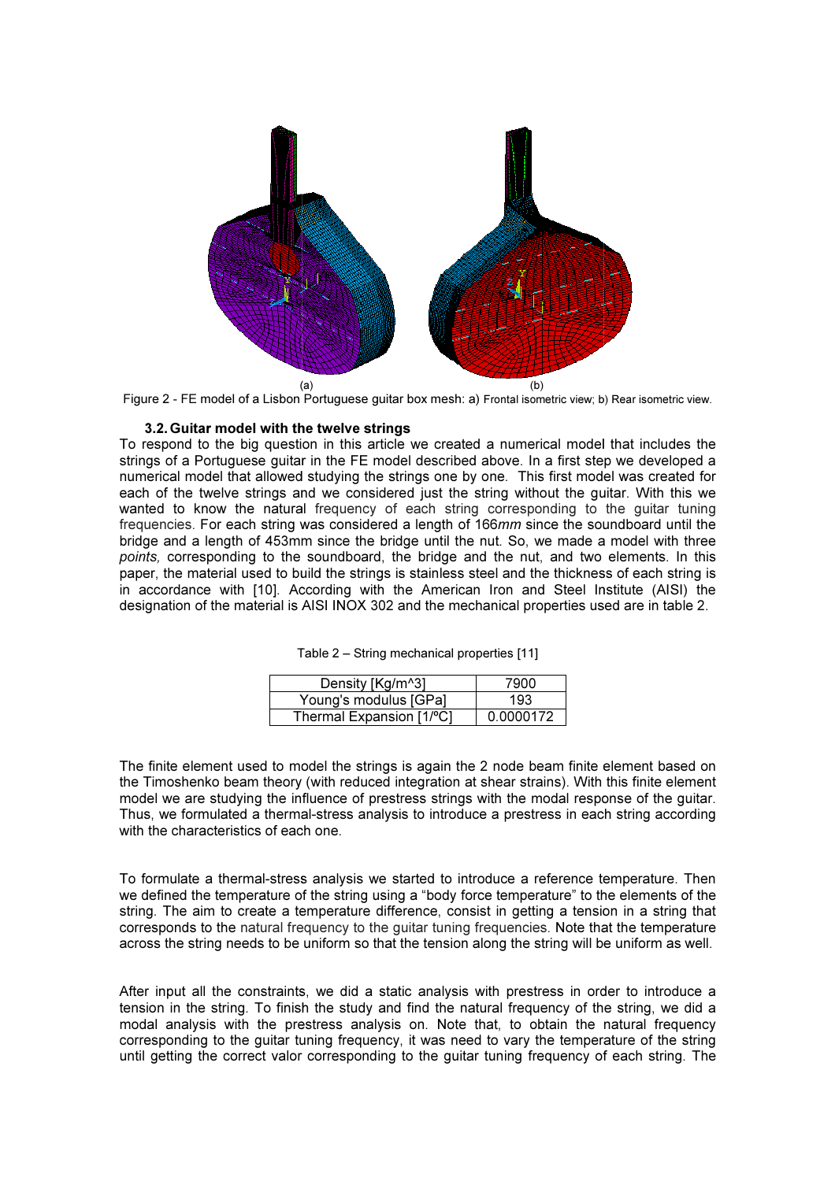(a) (b)

Figure 2 - FE model of a Lisbon Portuguese guitar box mesh: a) Frontal isometric view; b) Rear isometric view.

### 3.2. Guitar model with the twelve strings

To respond to the big question in this article we created a numerical model that includes the strings of a Portuguese guitar in the FE model described above. In a first step we developed a numerical model that allowed studying the strings one by one. This first model was created for each of the twelve strings and we considered just the string without the guitar. With this we wanted to know the natural frequency of each string corresponding to the guitar tuning frequencies. For each string was considered a length of 166*mm* since the soundboard until the bridge and a length of 453mm since the bridge until the nut. So, we made a model with three *points,* corresponding to the soundboard, the bridge and the nut, and two elements. In this paper, the material used to build the strings is stainless steel and the thickness of each string is in accordance with [10]. According with the American Iron and Steel Institute (AISI) the designation of the material is AISI INOX 302 and the mechanical properties used are in table 2.

Table 2 – String mechanical properties [11]

| Property | Value |
|---|---|
| Density [Kg/m^3] | 7900 |
| Young's modulus [GPa] | 193 |
| Thermal Expansion [1/ºC] | 0.0000172 |

The finite element used to model the strings is again the 2 node beam finite element based on the Timoshenko beam theory (with reduced integration at shear strains). With this finite element model we are studying the influence of prestress strings with the modal response of the guitar. Thus, we formulated a thermal-stress analysis to introduce a prestress in each string according with the characteristics of each one.

To formulate a thermal-stress analysis we started to introduce a reference temperature. Then we defined the temperature of the string using a "body force temperature" to the elements of the string. The aim to create a temperature difference, consist in getting a tension in a string that corresponds to the natural frequency to the guitar tuning frequencies. Note that the temperature across the string needs to be uniform so that the tension along the string will be uniform as well.

After input all the constraints, we did a static analysis with prestress in order to introduce a tension in the string. To finish the study and find the natural frequency of the string, we did a modal analysis with the prestress analysis on. Note that, to obtain the natural frequency corresponding to the guitar tuning frequency, it was need to vary the temperature of the string until getting the correct valor corresponding to the guitar tuning frequency of each string. The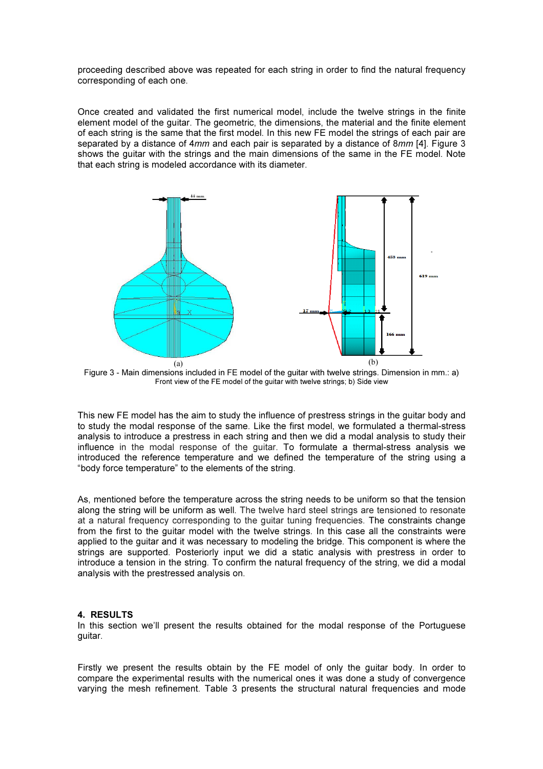proceeding described above was repeated for each string in order to find the natural frequency corresponding of each one.

Once created and validated the first numerical model, include the twelve strings in the finite element model of the guitar. The geometric, the dimensions, the material and the finite element of each string is the same that the first model. In this new FE model the strings of each pair are separated by a distance of 4*mm* and each pair is separated by a distance of 8*mm* [4]. Figure 3 shows the guitar with the strings and the main dimensions of the same in the FE model. Note that each string is modeled accordance with its diameter.

Figure 3 - Main dimensions included in FE model of the guitar with twelve strings. Dimension in mm.: a) Front view of the FE model of the guitar with twelve strings; b) Side view

This new FE model has the aim to study the influence of prestress strings in the guitar body and to study the modal response of the same. Like the first model, we formulated a thermal-stress analysis to introduce a prestress in each string and then we did a modal analysis to study their influence in the modal response of the guitar. To formulate a thermal-stress analysis we introduced the reference temperature and we defined the temperature of the string using a "body force temperature" to the elements of the string.

As, mentioned before the temperature across the string needs to be uniform so that the tension along the string will be uniform as well. The twelve hard steel strings are tensioned to resonate at a natural frequency corresponding to the guitar tuning frequencies. The constraints change from the first to the guitar model with the twelve strings. In this case all the constraints were applied to the guitar and it was necessary to modeling the bridge. This component is where the strings are supported. Posteriorly input we did a static analysis with prestress in order to introduce a tension in the string. To confirm the natural frequency of the string, we did a modal analysis with the prestressed analysis on.

## 4. RESULTS

In this section we'll present the results obtained for the modal response of the Portuguese guitar.

Firstly we present the results obtain by the FE model of only the guitar body. In order to compare the experimental results with the numerical ones it was done a study of convergence varying the mesh refinement. Table 3 presents the structural natural frequencies and mode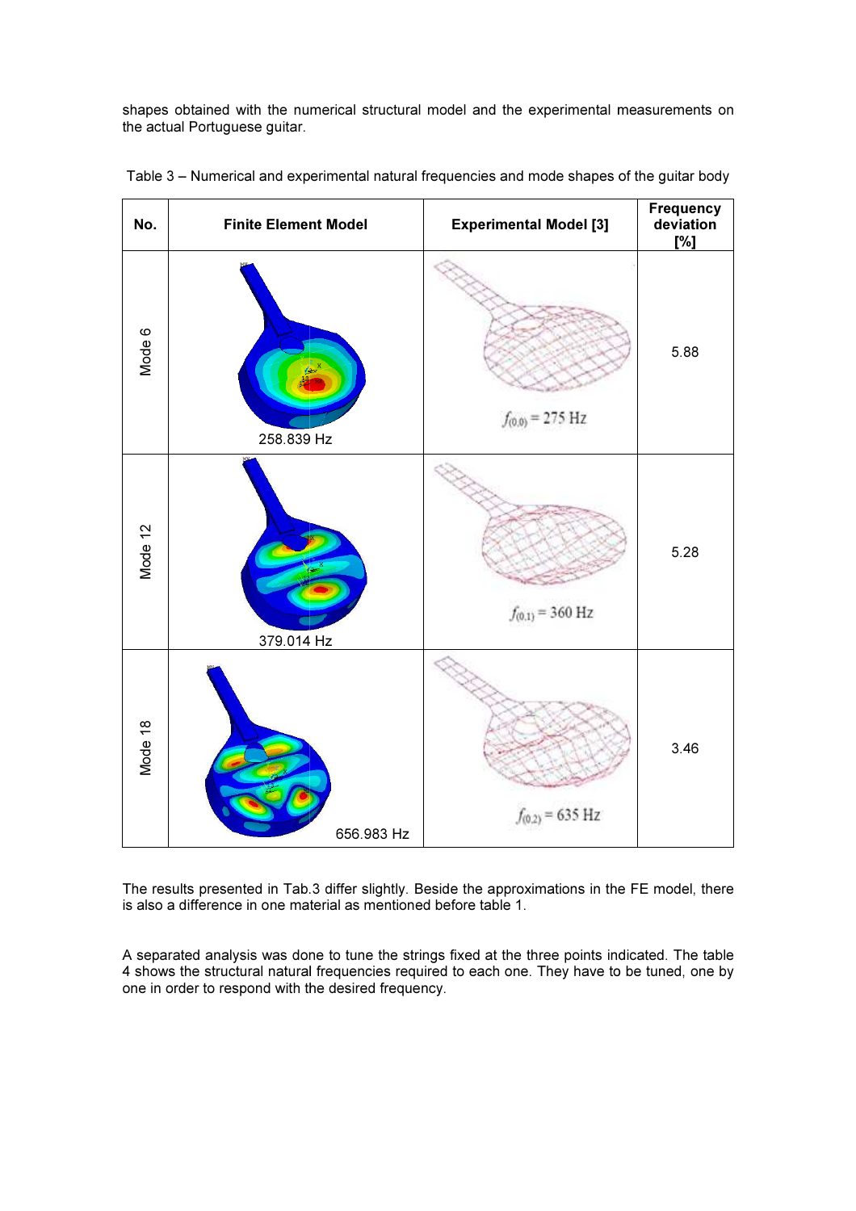shapes obtained with the numerical structural model and the experimental measurements on the actual Portuguese guitar.

Table 3 – Numerical and experimental natural frequencies and mode shapes of the guitar body

| No. | Finite Element Model | Experimental Model [3] | Frequency deviation [%] |
|---|---|---|---|
| Mode 6 | 258.839 Hz | $f_{(0,0)} = 275$ Hz | 5.88 |
| Mode 12 | 379.014 Hz | $f_{(0,1)} = 360$ Hz | 5.28 |
| Mode 18 | 656.983 Hz | $f_{(0,2)} = 635$ Hz | 3.46 |

The results presented in Tab.3 differ slightly. Beside the approximations in the FE model, there is also a difference in one material as mentioned before table 1.

A separated analysis was done to tune the strings fixed at the three points indicated. The table 4 shows the structural natural frequencies required to each one. They have to be tuned, one by one in order to respond with the desired frequency.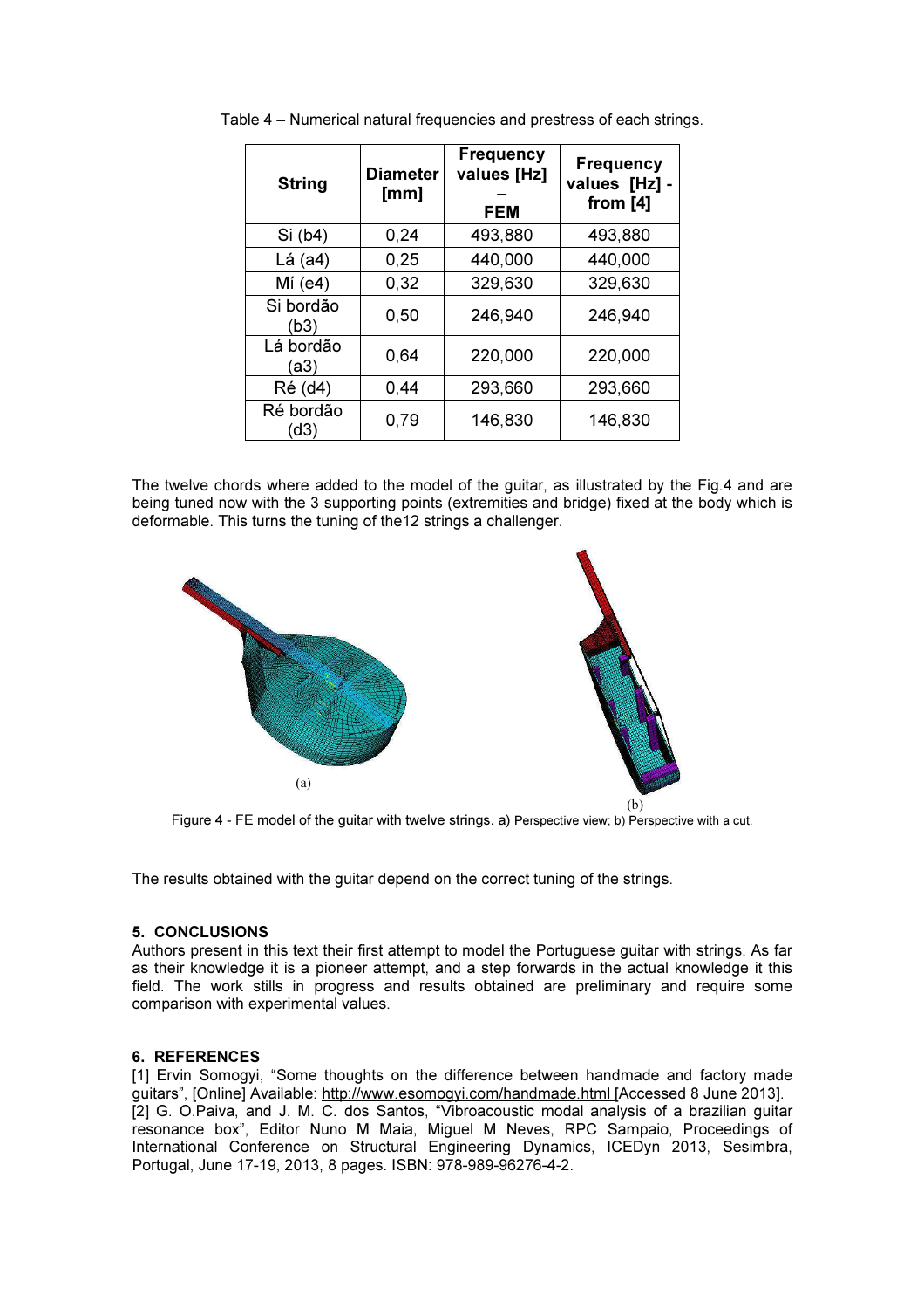Table 4 – Numerical natural frequencies and prestress of each strings.

| String | Diameter [mm] | Frequency values [Hz] – FEM | Frequency values [Hz] - from [4] |
|---|---|---|---|
| Si (b4) | 0,24 | 493,880 | 493,880 |
| Lá (a4) | 0,25 | 440,000 | 440,000 |
| Mí (e4) | 0,32 | 329,630 | 329,630 |
| Si bordão (b3) | 0,50 | 246,940 | 246,940 |
| Lá bordão (a3) | 0,64 | 220,000 | 220,000 |
| Ré (d4) | 0,44 | 293,660 | 293,660 |
| Ré bordão (d3) | 0,79 | 146,830 | 146,830 |

The twelve chords where added to the model of the guitar, as illustrated by the Fig.4 and are being tuned now with the 3 supporting points (extremities and bridge) fixed at the body which is deformable. This turns the tuning of the12 strings a challenger.

(a)

(b)

Figure 4 - FE model of the guitar with twelve strings. a) Perspective view; b) Perspective with a cut.

The results obtained with the guitar depend on the correct tuning of the strings.

## 5. CONCLUSIONS

Authors present in this text their first attempt to model the Portuguese guitar with strings. As far as their knowledge it is a pioneer attempt, and a step forwards in the actual knowledge it this field. The work stills in progress and results obtained are preliminary and require some comparison with experimental values.

## 6. REFERENCES

[1] Ervin Somogyi, "Some thoughts on the difference between handmade and factory made guitars", [Online] Available: http://www.esomogyi.com/handmade.html [Accessed 8 June 2013].
[2] G. O.Paiva, and J. M. C. dos Santos, "Vibroacoustic modal analysis of a brazilian guitar resonance box", Editor Nuno M Maia, Miguel M Neves, RPC Sampaio, Proceedings of International Conference on Structural Engineering Dynamics, ICEDyn 2013, Sesimbra, Portugal, June 17-19, 2013, 8 pages. ISBN: 978-989-96276-4-2.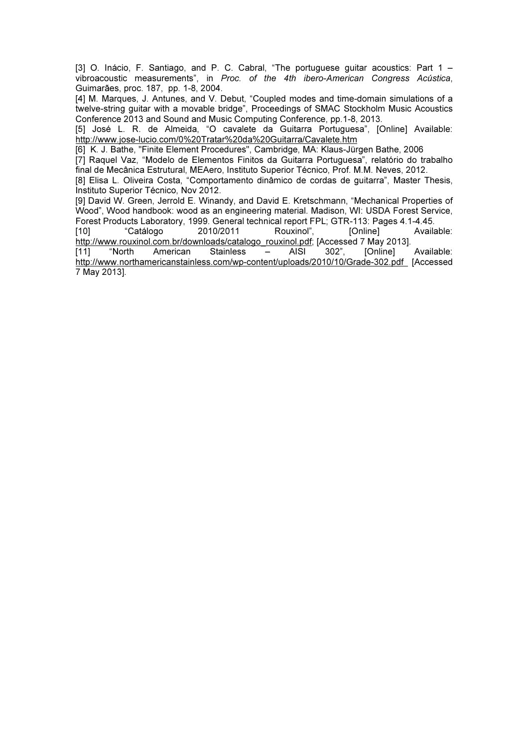[3] O. Inácio, F. Santiago, and P. C. Cabral, "The portuguese guitar acoustics: Part 1 – vibroacoustic measurements", in *Proc. of the 4th ibero-American Congress Acústica*, Guimarães, proc. 187, pp. 1-8, 2004.

[4] M. Marques, J. Antunes, and V. Debut, "Coupled modes and time-domain simulations of a twelve-string guitar with a movable bridge", Proceedings of SMAC Stockholm Music Acoustics Conference 2013 and Sound and Music Computing Conference, pp.1-8, 2013.

[5] José L. R. de Almeida, "O cavalete da Guitarra Portuguesa", [Online] Available: http://www.jose-lucio.com/0%20Tratar%20da%20Guitarra/Cavalete.htm

[6] K. J. Bathe, "Finite Element Procedures", Cambridge, MA: Klaus-Jürgen Bathe, 2006

[7] Raquel Vaz, "Modelo de Elementos Finitos da Guitarra Portuguesa", relatório do trabalho final de Mecânica Estrutural, MEAero, Instituto Superior Técnico, Prof. M.M. Neves, 2012.

[8] Elisa L. Oliveira Costa, "Comportamento dinâmico de cordas de guitarra", Master Thesis, Instituto Superior Técnico, Nov 2012.

[9] David W. Green, Jerrold E. Winandy, and David E. Kretschmann, "Mechanical Properties of Wood", Wood handbook: wood as an engineering material. Madison, WI: USDA Forest Service, Forest Products Laboratory, 1999. General technical report FPL; GTR-113: Pages 4.1-4.45.

[10] "Catálogo 2010/2011 Rouxinol", [Online] Available: http://www.rouxinol.com.br/downloads/catalogo_rouxinol.pdf; [Accessed 7 May 2013].

[11] "North American Stainless – AISI 302", [Online] Available: http://www.northamericanstainless.com/wp-content/uploads/2010/10/Grade-302.pdf [Accessed 7 May 2013].